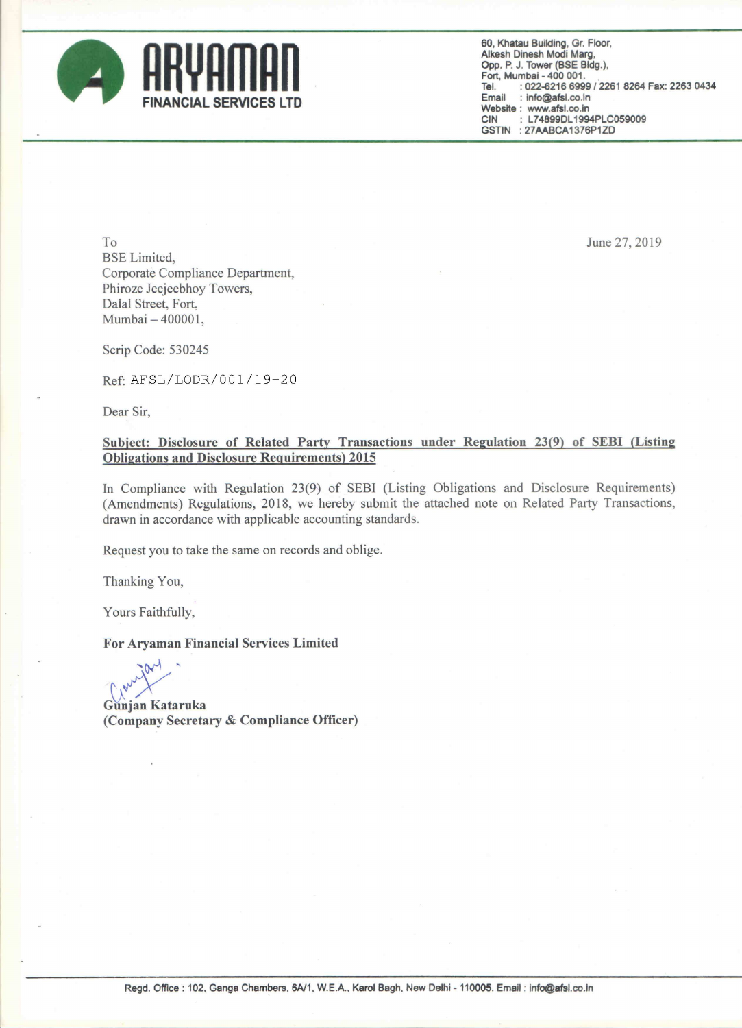**ARYAMAN**
**FINANCIAL SERVICES LTD**

60, Khatau Building, Gr. Floor,
Alkesh Dinesh Modi Marg,
Opp. P. J. Tower (BSE Bldg.),
Fort, Mumbai - 400 001.
Tel. : 022-6216 6999 / 2261 8264 Fax: 2263 0434
Email : info@afsl.co.in
Website : www.afsl.co.in
CIN : L74899DL1994PLC059009
GSTIN : 27AABCA1376P1ZD

To
BSE Limited,
Corporate Compliance Department,
Phiroze Jeejeebhoy Towers,
Dalal Street, Fort,
Mumbai – 400001,

June 27, 2019

Scrip Code: 530245

Ref: AFSL/LODR/001/19-20

Dear Sir,

**Subject: Disclosure of Related Party Transactions under Regulation 23(9) of SEBI (Listing Obligations and Disclosure Requirements) 2015**

In Compliance with Regulation 23(9) of SEBI (Listing Obligations and Disclosure Requirements) (Amendments) Regulations, 2018, we hereby submit the attached note on Related Party Transactions, drawn in accordance with applicable accounting standards.

Request you to take the same on records and oblige.

Thanking You,

Yours Faithfully,

**For Aryaman Financial Services Limited**

**Gunjan Kataruka**
**(Company Secretary & Compliance Officer)**

Regd. Office : 102, Ganga Chambers, 6A/1, W.E.A., Karol Bagh, New Delhi - 110005. Email : info@afsl.co.in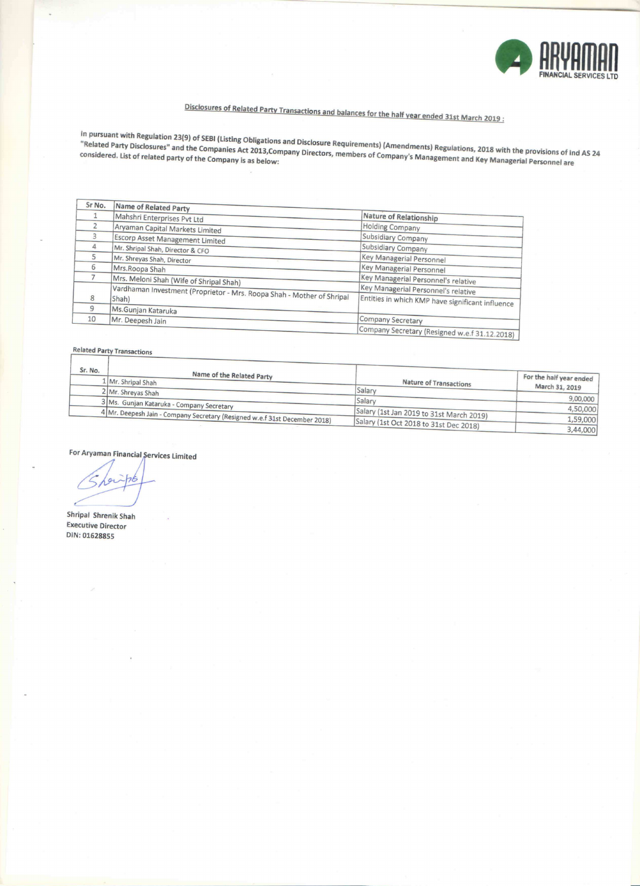## Disclosures of Related Party Transactions and balances for the half year ended 31st March 2019 :

In pursuant with Regulation 23(9) of SEBI (Listing Obligations and Disclosure Requirements) (Amendments) Regulations, 2018 with the provisions of Ind AS 24 "Related Party Disclosures" and the Companies Act 2013,Company Directors, members of Company's Management and Key Managerial Personnel are considered. List of related party of the Company is as below:

| Sr No. | Name of Related Party | Nature of Relationship |
|---|---|---|
| 1 | Mahshri Enterprises Pvt Ltd | Holding Company |
| 2 | Aryaman Capital Markets Limited | Subsidiary Company |
| 3 | Escorp Asset Management Limited | Subsidiary Company |
| 4 | Mr. Shripal Shah, Director & CFO | Key Managerial Personnel |
| 5 | Mr. Shreyas Shah, Director | Key Managerial Personnel |
| 6 | Mrs.Roopa Shah | Key Managerial Personnel's relative |
| 7 | Mrs. Meloni Shah (Wife of Shripal Shah) | Key Managerial Personnel's relative |
| 8 | Vardhaman Investment (Proprietor - Mrs. Roopa Shah - Mother of Shripal Shah) | Entities in which KMP have significant influence |
| 9 | Ms.Gunjan Kataruka | Company Secretary |
| 10 | Mr. Deepesh Jain | Company Secretary (Resigned w.e.f 31.12.2018) |

**Related Party Transactions**

| Sr. No. | Name of the Related Party | Nature of Transactions | For the half year ended March 31, 2019 |
|---|---|---|---|
| 1 | Mr. Shripal Shah | Salary | 9,00,000 |
| 2 | Mr. Shreyas Shah | Salary | 4,50,000 |
| 3 | Ms. Gunjan Kataruka - Company Secretary | Salary (1st Jan 2019 to 31st March 2019) | 1,59,000 |
| 4 | Mr. Deepesh Jain - Company Secretary (Resigned w.e.f 31st December 2018) | Salary (1st Oct 2018 to 31st Dec 2018) | 3,44,000 |

For Aryaman Financial Services Limited

Shripal Shrenik Shah
Executive Director
DIN: 01628855